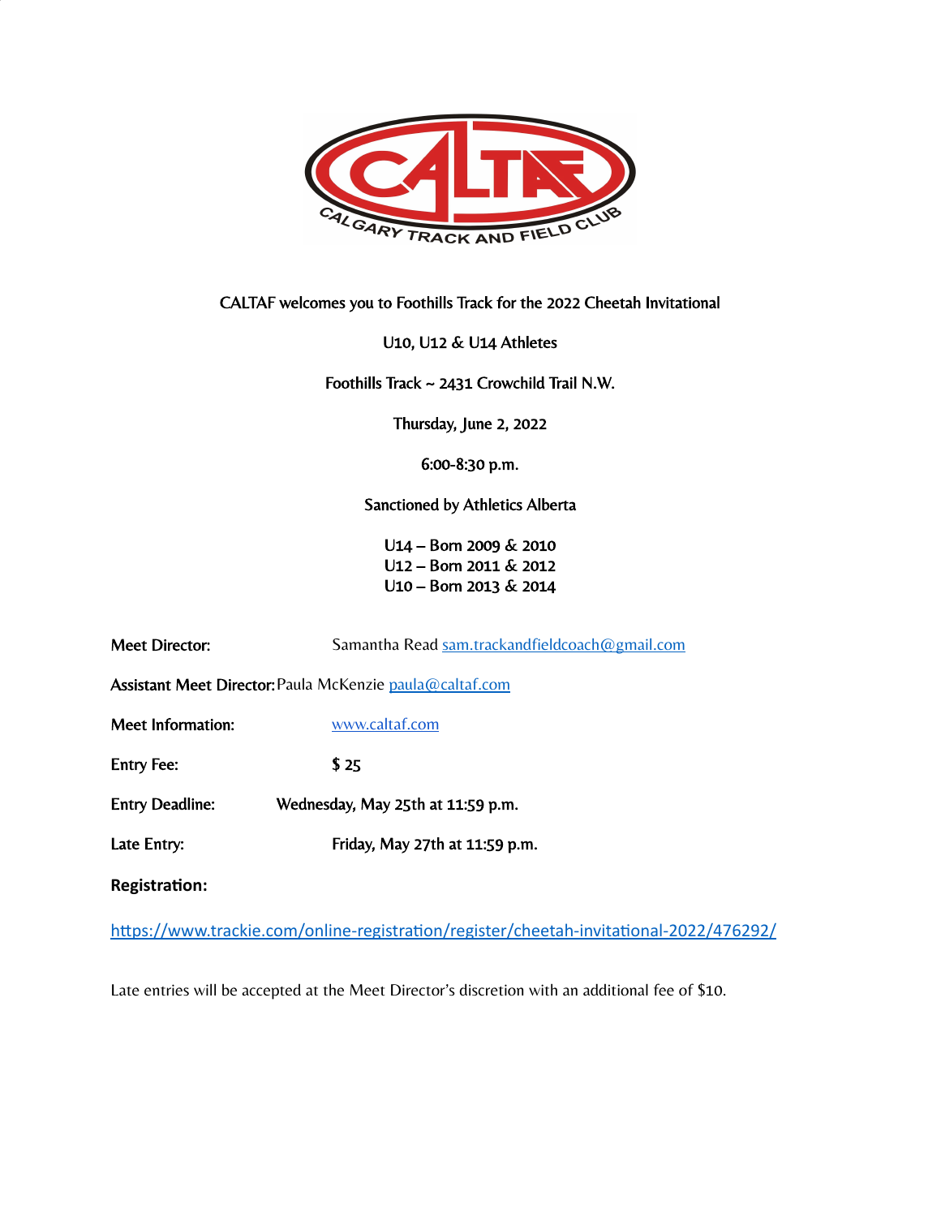CALTAF welcomes you to Foothills Track for the 2022 Cheetah Invitational

U10, U12 & U14 Athletes

Foothills Track ~ 2431 Crowchild Trail N.W.

Thursday, June 2, 2022

6:00-8:30 p.m.

Sanctioned by Athletics Alberta

U14 – Born 2009 & 2010
U12 – Born 2011 & 2012
U10 – Born 2013 & 2014

**Meet Director:** Samantha Read sam.trackandfieldcoach@gmail.com

**Assistant Meet Director:** Paula McKenzie paula@caltaf.com

**Meet Information:** www.caltaf.com

**Entry Fee:** $ 25

**Entry Deadline:** Wednesday, May 25th at 11:59 p.m.

**Late Entry:** Friday, May 27th at 11:59 p.m.

**Registration:**

https://www.trackie.com/online-registration/register/cheetah-invitational-2022/476292/

Late entries will be accepted at the Meet Director's discretion with an additional fee of $10.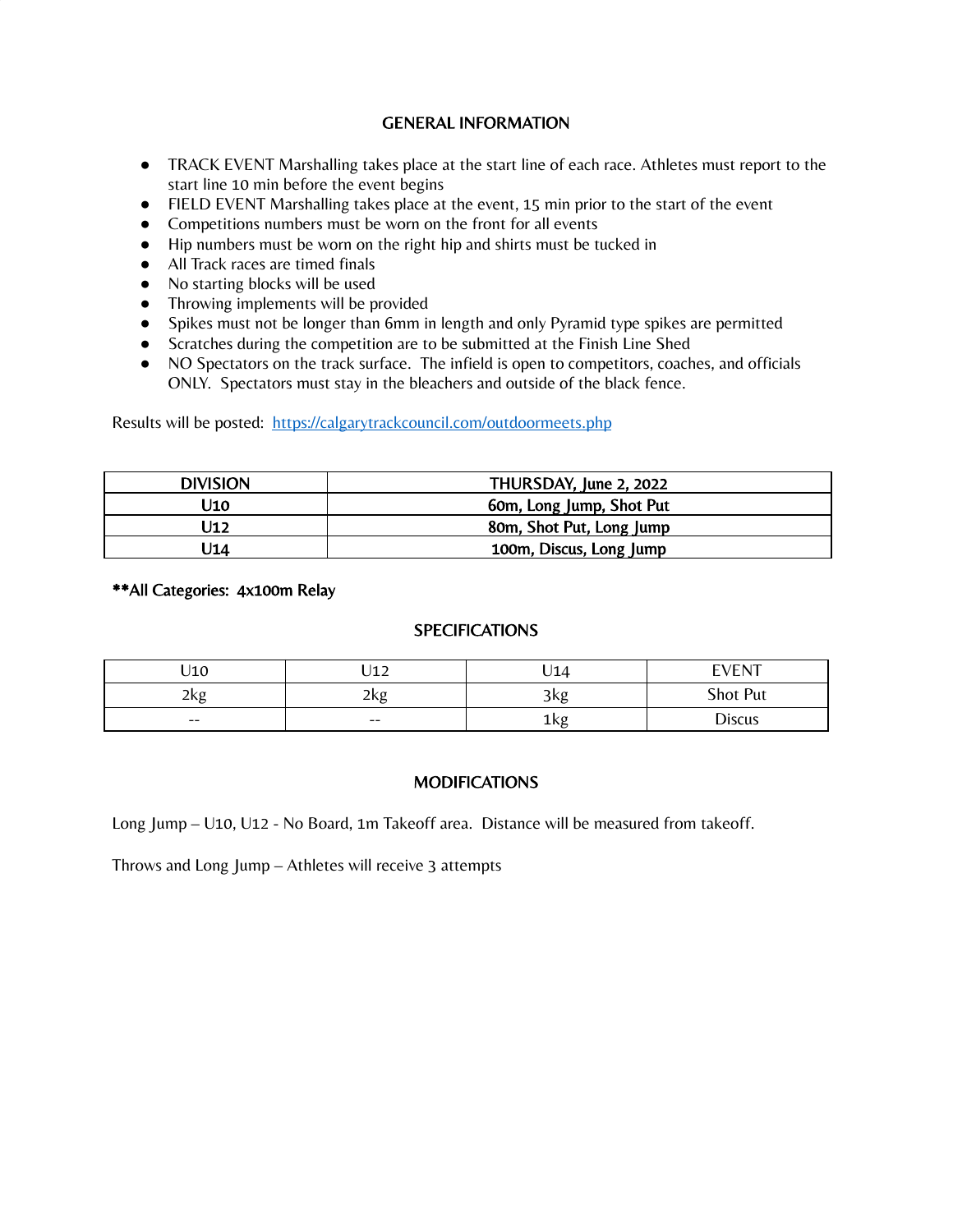## GENERAL INFORMATION

- TRACK EVENT Marshalling takes place at the start line of each race. Athletes must report to the start line 10 min before the event begins
- FIELD EVENT Marshalling takes place at the event, 15 min prior to the start of the event
- Competitions numbers must be worn on the front for all events
- Hip numbers must be worn on the right hip and shirts must be tucked in
- All Track races are timed finals
- No starting blocks will be used
- Throwing implements will be provided
- Spikes must not be longer than 6mm in length and only Pyramid type spikes are permitted
- Scratches during the competition are to be submitted at the Finish Line Shed
- NO Spectators on the track surface. The infield is open to competitors, coaches, and officials ONLY. Spectators must stay in the bleachers and outside of the black fence.

Results will be posted: https://calgarytrackcouncil.com/outdoormeets.php

| DIVISION | THURSDAY, June 2, 2022 |
|---|---|
| U10 | 60m, Long Jump, Shot Put |
| U12 | 80m, Shot Put, Long Jump |
| U14 | 100m, Discus, Long Jump |

**\*\*All Categories: 4x100m Relay**

## SPECIFICATIONS

| U10 | U12 | U14 | EVENT |
|---|---|---|---|
| 2kg | 2kg | 3kg | Shot Put |
| -- | -- | 1kg | Discus |

## MODIFICATIONS

Long Jump – U10, U12 - No Board, 1m Takeoff area. Distance will be measured from takeoff.

Throws and Long Jump – Athletes will receive 3 attempts